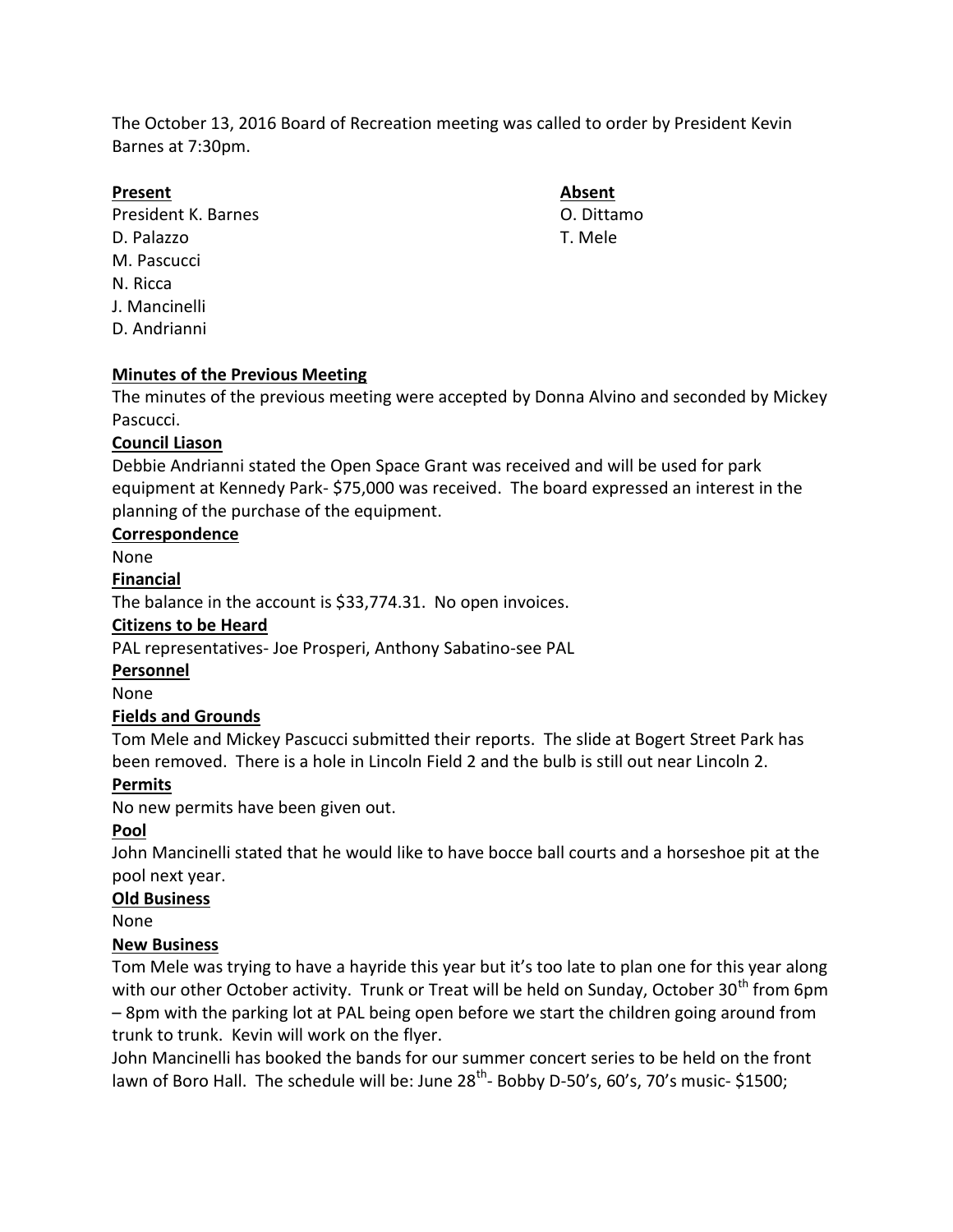The October 13, 2016 Board of Recreation meeting was called to order by President Kevin Barnes at 7:30pm.

| **Present** | **Absent** |
|---|---|
| President K. Barnes | O. Dittamo |
| D. Palazzo | T. Mele |
| M. Pascucci | |
| N. Ricca | |
| J. Mancinelli | |
| D. Andrianni | |

**Minutes of the Previous Meeting**

The minutes of the previous meeting were accepted by Donna Alvino and seconded by Mickey Pascucci.

**Council Liason**

Debbie Andrianni stated the Open Space Grant was received and will be used for park equipment at Kennedy Park- $75,000 was received. The board expressed an interest in the planning of the purchase of the equipment.

**Correspondence**

None

**Financial**

The balance in the account is $33,774.31. No open invoices.

**Citizens to be Heard**

PAL representatives- Joe Prosperi, Anthony Sabatino-see PAL

**Personnel**

None

**Fields and Grounds**

Tom Mele and Mickey Pascucci submitted their reports. The slide at Bogert Street Park has been removed. There is a hole in Lincoln Field 2 and the bulb is still out near Lincoln 2.

**Permits**

No new permits have been given out.

**Pool**

John Mancinelli stated that he would like to have bocce ball courts and a horseshoe pit at the pool next year.

**Old Business**

None

**New Business**

Tom Mele was trying to have a hayride this year but it's too late to plan one for this year along with our other October activity. Trunk or Treat will be held on Sunday, October 30th from 6pm – 8pm with the parking lot at PAL being open before we start the children going around from trunk to trunk. Kevin will work on the flyer.

John Mancinelli has booked the bands for our summer concert series to be held on the front lawn of Boro Hall. The schedule will be: June 28th- Bobby D-50's, 60's, 70's music- $1500;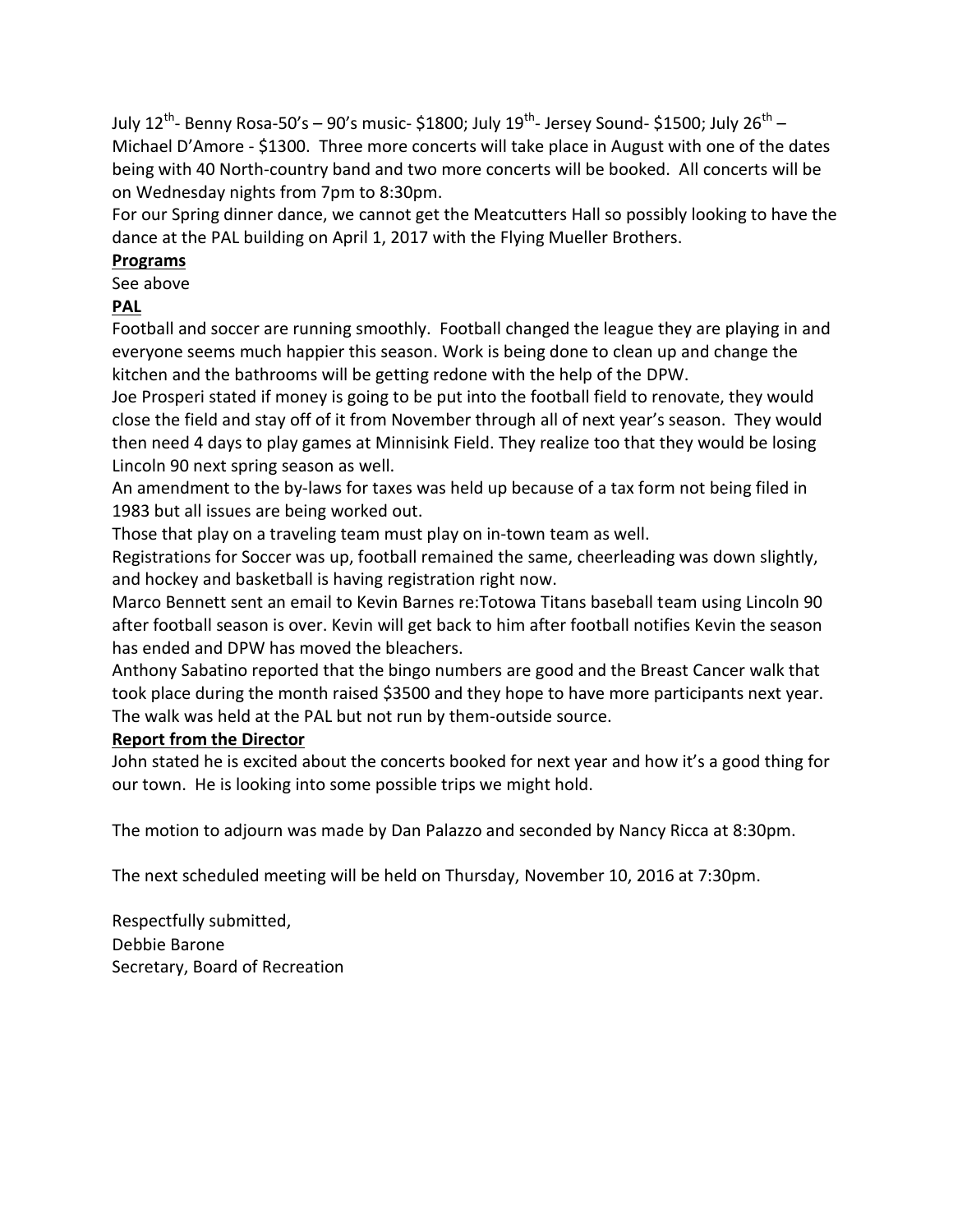July 12th- Benny Rosa-50's – 90's music- $1800; July 19th- Jersey Sound- $1500; July 26th – Michael D'Amore - $1300. Three more concerts will take place in August with one of the dates being with 40 North-country band and two more concerts will be booked. All concerts will be on Wednesday nights from 7pm to 8:30pm.

For our Spring dinner dance, we cannot get the Meatcutters Hall so possibly looking to have the dance at the PAL building on April 1, 2017 with the Flying Mueller Brothers.

**Programs**

See above

**PAL**

Football and soccer are running smoothly. Football changed the league they are playing in and everyone seems much happier this season. Work is being done to clean up and change the kitchen and the bathrooms will be getting redone with the help of the DPW.

Joe Prosperi stated if money is going to be put into the football field to renovate, they would close the field and stay off of it from November through all of next year's season. They would then need 4 days to play games at Minnisink Field. They realize too that they would be losing Lincoln 90 next spring season as well.

An amendment to the by-laws for taxes was held up because of a tax form not being filed in 1983 but all issues are being worked out.

Those that play on a traveling team must play on in-town team as well.

Registrations for Soccer was up, football remained the same, cheerleading was down slightly, and hockey and basketball is having registration right now.

Marco Bennett sent an email to Kevin Barnes re:Totowa Titans baseball team using Lincoln 90 after football season is over. Kevin will get back to him after football notifies Kevin the season has ended and DPW has moved the bleachers.

Anthony Sabatino reported that the bingo numbers are good and the Breast Cancer walk that took place during the month raised $3500 and they hope to have more participants next year. The walk was held at the PAL but not run by them-outside source.

**Report from the Director**

John stated he is excited about the concerts booked for next year and how it's a good thing for our town. He is looking into some possible trips we might hold.

The motion to adjourn was made by Dan Palazzo and seconded by Nancy Ricca at 8:30pm.

The next scheduled meeting will be held on Thursday, November 10, 2016 at 7:30pm.

Respectfully submitted,
Debbie Barone
Secretary, Board of Recreation